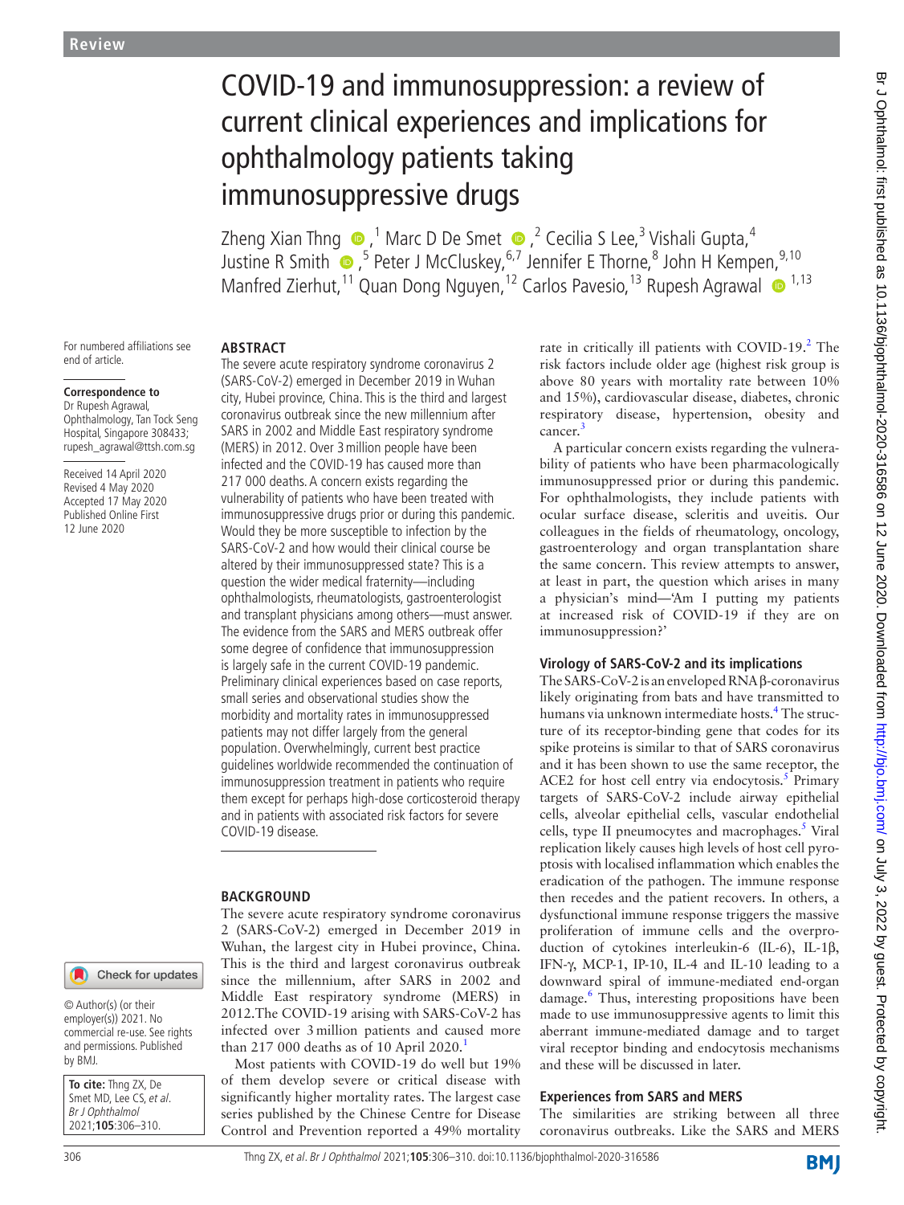# COVID-19 and immunosuppression: a review of current clinical experiences and implications for ophthalmology patients taking immunosuppressive drugs

Zheng Xian Thng,[1] Marc D De Smet,[2] Cecilia S Lee,[3] Vishali Gupta,[4] Justine R Smith,[5] Peter J McCluskey,[6,7] Jennifer E Thorne,[8] John H Kempen,[9,10] Manfred Zierhut,[11] Quan Dong Nguyen,[12] Carlos Pavesio,[13] Rupesh Agrawal[1,13]

For numbered affiliations see end of article.

**Correspondence to** Dr Rupesh Agrawal, Ophthalmology, Tan Tock Seng Hospital, Singapore 308433; rupesh_agrawal@ttsh.com.sg

Received 14 April 2020
Revised 4 May 2020
Accepted 17 May 2020
Published Online First 12 June 2020

© Author(s) (or their employer(s)) 2021. No commercial re-use. See rights and permissions. Published by BMJ.

**To cite:** Thng ZX, De Smet MD, Lee CS, *et al*. *Br J Ophthalmol* 2021;**105**:306–310.

## ABSTRACT

The severe acute respiratory syndrome coronavirus 2 (SARS-CoV-2) emerged in December 2019 in Wuhan city, Hubei province, China. This is the third and largest coronavirus outbreak since the new millennium after SARS in 2002 and Middle East respiratory syndrome (MERS) in 2012. Over 3 million people have been infected and the COVID-19 has caused more than 217 000 deaths. A concern exists regarding the vulnerability of patients who have been treated with immunosuppressive drugs prior or during this pandemic. Would they be more susceptible to infection by the SARS-CoV-2 and how would their clinical course be altered by their immunosuppressed state? This is a question the wider medical fraternity—including ophthalmologists, rheumatologists, gastroenterologist and transplant physicians among others—must answer. The evidence from the SARS and MERS outbreak offer some degree of confidence that immunosuppression is largely safe in the current COVID-19 pandemic. Preliminary clinical experiences based on case reports, small series and observational studies show the morbidity and mortality rates in immunosuppressed patients may not differ largely from the general population. Overwhelmingly, current best practice guidelines worldwide recommended the continuation of immunosuppression treatment in patients who require them except for perhaps high-dose corticosteroid therapy and in patients with associated risk factors for severe COVID-19 disease.

## BACKGROUND

The severe acute respiratory syndrome coronavirus 2 (SARS-CoV-2) emerged in December 2019 in Wuhan, the largest city in Hubei province, China. This is the third and largest coronavirus outbreak since the millennium, after SARS in 2002 and Middle East respiratory syndrome (MERS) in 2012.The COVID-19 arising with SARS-CoV-2 has infected over 3 million patients and caused more than 217 000 deaths as of 10 April 2020.[1]

Most patients with COVID-19 do well but 19% of them develop severe or critical disease with significantly higher mortality rates. The largest case series published by the Chinese Centre for Disease Control and Prevention reported a 49% mortality rate in critically ill patients with COVID-19.[2] The risk factors include older age (highest risk group is above 80 years with mortality rate between 10% and 15%), cardiovascular disease, diabetes, chronic respiratory disease, hypertension, obesity and cancer.[3]

A particular concern exists regarding the vulnerability of patients who have been pharmacologically immunosuppressed prior or during this pandemic. For ophthalmologists, they include patients with ocular surface disease, scleritis and uveitis. Our colleagues in the fields of rheumatology, oncology, gastroenterology and organ transplantation share the same concern. This review attempts to answer, at least in part, the question which arises in many a physician's mind—'Am I putting my patients at increased risk of COVID-19 if they are on immunosuppression?'

### Virology of SARS-CoV-2 and its implications

The SARS-CoV-2 is an enveloped RNA β-coronavirus likely originating from bats and have transmitted to humans via unknown intermediate hosts.[4] The structure of its receptor-binding gene that codes for its spike proteins is similar to that of SARS coronavirus and it has been shown to use the same receptor, the ACE2 for host cell entry via endocytosis.[5] Primary targets of SARS-CoV-2 include airway epithelial cells, alveolar epithelial cells, vascular endothelial cells, type II pneumocytes and macrophages.[5] Viral replication likely causes high levels of host cell pyroptosis with localised inflammation which enables the eradication of the pathogen. The immune response then recedes and the patient recovers. In others, a dysfunctional immune response triggers the massive proliferation of immune cells and the overproduction of cytokines interleukin-6 (IL-6), IL-1β, IFN-γ, MCP-1, IP-10, IL-4 and IL-10 leading to a downward spiral of immune-mediated end-organ damage.[6] Thus, interesting propositions have been made to use immunosuppressive agents to limit this aberrant immune-mediated damage and to target viral receptor binding and endocytosis mechanisms and these will be discussed in later.

### Experiences from SARS and MERS

The similarities are striking between all three coronavirus outbreaks. Like the SARS and MERS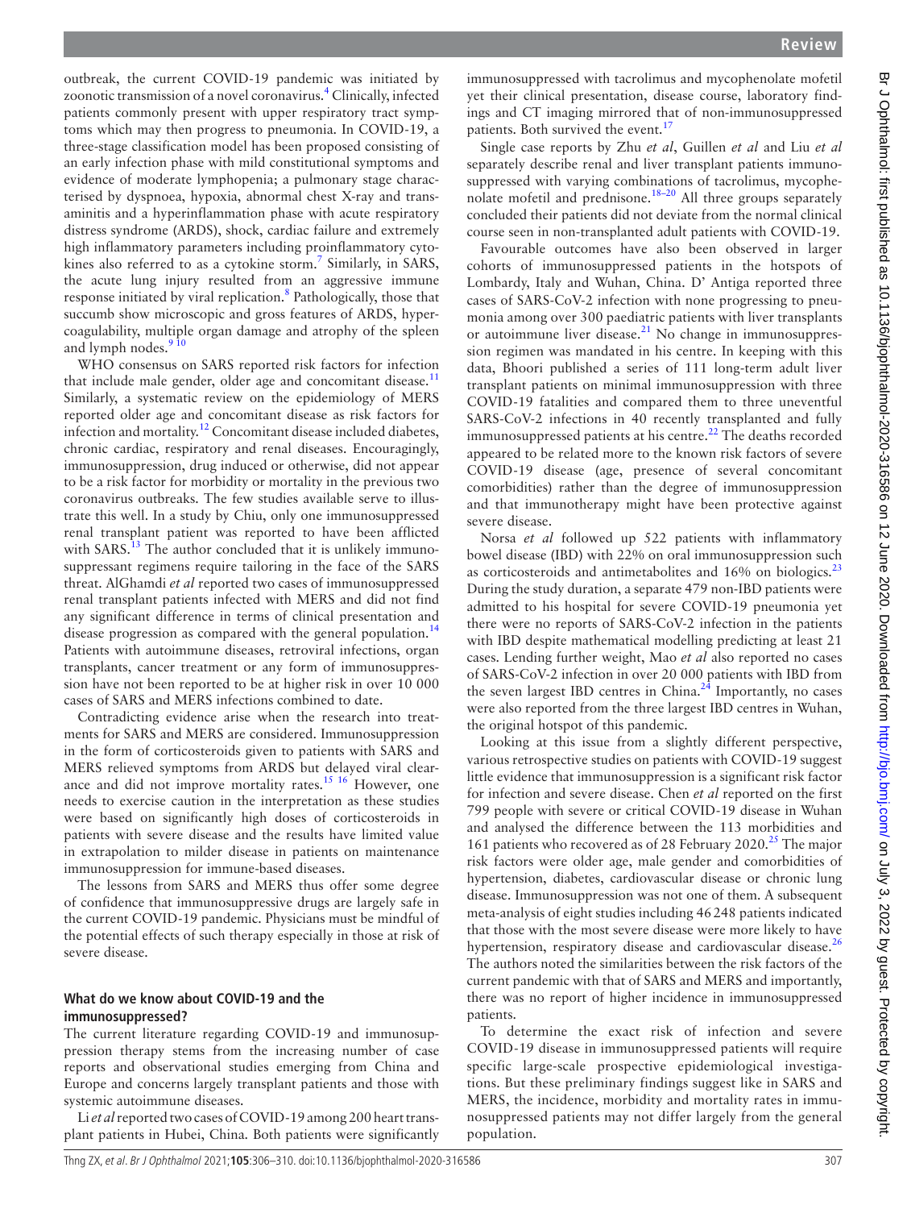outbreak, the current COVID-19 pandemic was initiated by zoonotic transmission of a novel coronavirus.[4] Clinically, infected patients commonly present with upper respiratory tract symptoms which may then progress to pneumonia. In COVID-19, a three-stage classification model has been proposed consisting of an early infection phase with mild constitutional symptoms and evidence of moderate lymphopenia; a pulmonary stage characterised by dyspnoea, hypoxia, abnormal chest X-ray and transaminitis and a hyperinflammation phase with acute respiratory distress syndrome (ARDS), shock, cardiac failure and extremely high inflammatory parameters including proinflammatory cytokines also referred to as a cytokine storm.[7] Similarly, in SARS, the acute lung injury resulted from an aggressive immune response initiated by viral replication.[8] Pathologically, those that succumb show microscopic and gross features of ARDS, hypercoagulability, multiple organ damage and atrophy of the spleen and lymph nodes.[9 10]

WHO consensus on SARS reported risk factors for infection that include male gender, older age and concomitant disease.[11] Similarly, a systematic review on the epidemiology of MERS reported older age and concomitant disease as risk factors for infection and mortality.[12] Concomitant disease included diabetes, chronic cardiac, respiratory and renal diseases. Encouragingly, immunosuppression, drug induced or otherwise, did not appear to be a risk factor for morbidity or mortality in the previous two coronavirus outbreaks. The few studies available serve to illustrate this well. In a study by Chiu, only one immunosuppressed renal transplant patient was reported to have been afflicted with SARS.[13] The author concluded that it is unlikely immunosuppressant regimens require tailoring in the face of the SARS threat. AlGhamdi *et al* reported two cases of immunosuppressed renal transplant patients infected with MERS and did not find any significant difference in terms of clinical presentation and disease progression as compared with the general population.[14] Patients with autoimmune diseases, retroviral infections, organ transplants, cancer treatment or any form of immunosuppression have not been reported to be at higher risk in over 10 000 cases of SARS and MERS infections combined to date.

Contradicting evidence arise when the research into treatments for SARS and MERS are considered. Immunosuppression in the form of corticosteroids given to patients with SARS and MERS relieved symptoms from ARDS but delayed viral clearance and did not improve mortality rates.[15 16] However, one needs to exercise caution in the interpretation as these studies were based on significantly high doses of corticosteroids in patients with severe disease and the results have limited value in extrapolation to milder disease in patients on maintenance immunosuppression for immune-based diseases.

The lessons from SARS and MERS thus offer some degree of confidence that immunosuppressive drugs are largely safe in the current COVID-19 pandemic. Physicians must be mindful of the potential effects of such therapy especially in those at risk of severe disease.

## What do we know about COVID-19 and the immunosuppressed?

The current literature regarding COVID-19 and immunosuppression therapy stems from the increasing number of case reports and observational studies emerging from China and Europe and concerns largely transplant patients and those with systemic autoimmune diseases.

Li *et al* reported two cases of COVID-19 among 200 heart transplant patients in Hubei, China. Both patients were significantly immunosuppressed with tacrolimus and mycophenolate mofetil yet their clinical presentation, disease course, laboratory findings and CT imaging mirrored that of non-immunosuppressed patients. Both survived the event.[17]

Single case reports by Zhu *et al*, Guillen *et al* and Liu *et al* separately describe renal and liver transplant patients immunosuppressed with varying combinations of tacrolimus, mycophenolate mofetil and prednisone.[18–20] All three groups separately concluded their patients did not deviate from the normal clinical course seen in non-transplanted adult patients with COVID-19.

Favourable outcomes have also been observed in larger cohorts of immunosuppressed patients in the hotspots of Lombardy, Italy and Wuhan, China. D' Antiga reported three cases of SARS-CoV-2 infection with none progressing to pneumonia among over 300 paediatric patients with liver transplants or autoimmune liver disease.[21] No change in immunosuppression regimen was mandated in his centre. In keeping with this data, Bhoori published a series of 111 long-term adult liver transplant patients on minimal immunosuppression with three COVID-19 fatalities and compared them to three uneventful SARS-CoV-2 infections in 40 recently transplanted and fully immunosuppressed patients at his centre.[22] The deaths recorded appeared to be related more to the known risk factors of severe COVID-19 disease (age, presence of several concomitant comorbidities) rather than the degree of immunosuppression and that immunotherapy might have been protective against severe disease.

Norsa *et al* followed up 522 patients with inflammatory bowel disease (IBD) with 22% on oral immunosuppression such as corticosteroids and antimetabolites and 16% on biologics.[23] During the study duration, a separate 479 non-IBD patients were admitted to his hospital for severe COVID-19 pneumonia yet there were no reports of SARS-CoV-2 infection in the patients with IBD despite mathematical modelling predicting at least 21 cases. Lending further weight, Mao *et al* also reported no cases of SARS-CoV-2 infection in over 20 000 patients with IBD from the seven largest IBD centres in China.[24] Importantly, no cases were also reported from the three largest IBD centres in Wuhan, the original hotspot of this pandemic.

Looking at this issue from a slightly different perspective, various retrospective studies on patients with COVID-19 suggest little evidence that immunosuppression is a significant risk factor for infection and severe disease. Chen *et al* reported on the first 799 people with severe or critical COVID-19 disease in Wuhan and analysed the difference between the 113 morbidities and 161 patients who recovered as of 28 February 2020.[25] The major risk factors were older age, male gender and comorbidities of hypertension, diabetes, cardiovascular disease or chronic lung disease. Immunosuppression was not one of them. A subsequent meta-analysis of eight studies including 46 248 patients indicated that those with the most severe disease were more likely to have hypertension, respiratory disease and cardiovascular disease.[26] The authors noted the similarities between the risk factors of the current pandemic with that of SARS and MERS and importantly, there was no report of higher incidence in immunosuppressed patients.

To determine the exact risk of infection and severe COVID-19 disease in immunosuppressed patients will require specific large-scale prospective epidemiological investigations. But these preliminary findings suggest like in SARS and MERS, the incidence, morbidity and mortality rates in immunosuppressed patients may not differ largely from the general population.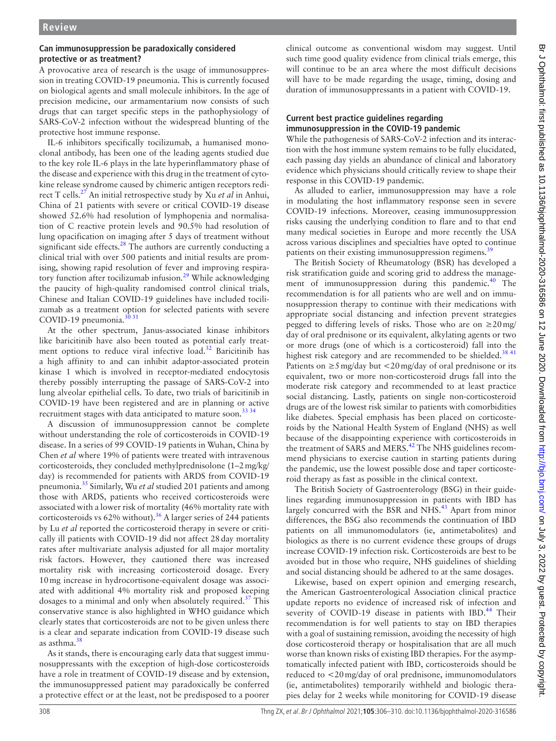### Can immunosuppression be paradoxically considered protective or as treatment?

A provocative area of research is the usage of immunosuppression in treating COVID-19 pneumonia. This is currently focused on biological agents and small molecule inhibitors. In the age of precision medicine, our armamentarium now consists of such drugs that can target specific steps in the pathophysiology of SARS-CoV-2 infection without the widespread blunting of the protective host immune response.

IL-6 inhibitors specifically tocilizumab, a humanised monoclonal antibody, has been one of the leading agents studied due to the key role IL-6 plays in the late hyperinflammatory phase of the disease and experience with this drug in the treatment of cytokine release syndrome caused by chimeric antigen receptors redirect T cells.[27] An initial retrospective study by Xu *et al* in Anhui, China of 21 patients with severe or critical COVID-19 disease showed 52.6% had resolution of lymphopenia and normalisation of C reactive protein levels and 90.5% had resolution of lung opacification on imaging after 5 days of treatment without significant side effects.[28] The authors are currently conducting a clinical trial with over 500 patients and initial results are promising, showing rapid resolution of fever and improving respiratory function after tocilizumab infusion.[29] While acknowledging the paucity of high-quality randomised control clinical trials, Chinese and Italian COVID-19 guidelines have included tocilizumab as a treatment option for selected patients with severe COVID-19 pneumonia.[30 31]

At the other spectrum, Janus-associated kinase inhibitors like baricitinib have also been touted as potential early treatment options to reduce viral infective load.[32] Baricitinib has a high affinity to and can inhibit adaptor-associated protein kinase 1 which is involved in receptor-mediated endocytosis thereby possibly interrupting the passage of SARS-CoV-2 into lung alveolar epithelial cells. To date, two trials of baricitinib in COVID-19 have been registered and are in planning or active recruitment stages with data anticipated to mature soon.[33 34]

A discussion of immunosuppression cannot be complete without understanding the role of corticosteroids in COVID-19 disease. In a series of 99 COVID-19 patients in Wuhan, China by Chen *et al* where 19% of patients were treated with intravenous corticosteroids, they concluded methylprednisolone (1–2 mg/kg/day) is recommended for patients with ARDS from COVID-19 pneumonia.[35] Similarly, Wu *et al* studied 201 patients and among those with ARDS, patients who received corticosteroids were associated with a lower risk of mortality (46% mortality rate with corticosteroids vs 62% without).[36] A larger series of 244 patients by Lu *et al* reported the corticosteroid therapy in severe or critically ill patients with COVID-19 did not affect 28 day mortality rates after multivariate analysis adjusted for all major mortality risk factors. However, they cautioned there was increased mortality risk with increasing corticosteroid dosage. Every 10 mg increase in hydrocortisone-equivalent dosage was associated with additional 4% mortality risk and proposed keeping dosages to a minimal and only when absolutely required.[37] This conservative stance is also highlighted in WHO guidance which clearly states that corticosteroids are not to be given unless there is a clear and separate indication from COVID-19 disease such as asthma.[38]

As it stands, there is encouraging early data that suggest immunosuppressants with the exception of high-dose corticosteroids have a role in treatment of COVID-19 disease and by extension, the immunosuppressed patient may paradoxically be conferred a protective effect or at the least, not be predisposed to a poorer clinical outcome as conventional wisdom may suggest. Until such time good quality evidence from clinical trials emerge, this will continue to be an area where the most difficult decisions will have to be made regarding the usage, timing, dosing and duration of immunosuppressants in a patient with COVID-19.

### Current best practice guidelines regarding immunosuppression in the COVID-19 pandemic

While the pathogenesis of the SARS-CoV-2 infection and its interaction with the host immune system remains to be fully elucidated, each passing day yields an abundance of clinical and laboratory evidence which physicians should critically review to shape their response in this COVID-19 pandemic.

As alluded to earlier, immunosuppression may have a role in modulating the host inflammatory response seen in severe COVID-19 infections. Moreover, ceasing immunosuppression risks causing the underlying condition to flare and to that end many medical societies in Europe and more recently the USA across various disciplines and specialties have opted to continue patients on their existing immunosuppression regimens.[39]

The British Society of Rheumatology (BSR) has developed a risk stratification guide and scoring grid to address the management of immunosuppression during this pandemic.[40] The recommendation is for all patients who are well and on immunosuppression therapy to continue with their medications with appropriate social distancing and infection prevent strategies pegged to differing levels of risks. Those who are on ≥20 mg/day of oral prednisone or its equivalent, alkylating agents or two or more drugs (one of which is a corticosteroid) fall into the highest risk category and are recommended to be shielded.[38 41] Patients on ≥5 mg/day but <20 mg/day of oral prednisone or its equivalent, two or more non-corticosteroid drugs fall into the moderate risk category and recommended to at least practice social distancing. Lastly, patients on single non-corticosteroid drugs are of the lowest risk similar to patients with comorbidities like diabetes. Special emphasis has been placed on corticosteroids by the National Health System of England (NHS) as well because of the disappointing experience with corticosteroids in the treatment of SARS and MERS.[42] The NHS guidelines recommend physicians to exercise caution in starting patients during the pandemic, use the lowest possible dose and taper corticosteroid therapy as fast as possible in the clinical context.

The British Society of Gastroenterology (BSG) in their guidelines regarding immunosuppression in patients with IBD has largely concurred with the BSR and NHS.[43] Apart from minor differences, the BSG also recommends the continuation of IBD patients on all immunomodulators (ie, antimetabolites) and biologics as there is no current evidence these groups of drugs increase COVID-19 infection risk. Corticosteroids are best to be avoided but in those who require, NHS guidelines of shielding and social distancing should be adhered to at the same dosages.

Likewise, based on expert opinion and emerging research, the American Gastroenterological Association clinical practice update reports no evidence of increased risk of infection and severity of COVID-19 disease in patients with IBD.[44] Their recommendation is for well patients to stay on IBD therapies with a goal of sustaining remission, avoiding the necessity of high dose corticosteroid therapy or hospitalisation that are all much worse than known risks of existing IBD therapies. For the asymptomatically infected patient with IBD, corticosteroids should be reduced to <20 mg/day of oral prednisone, immunomodulators (ie, antimetabolites) temporarily withheld and biologic therapies delay for 2 weeks while monitoring for COVID-19 disease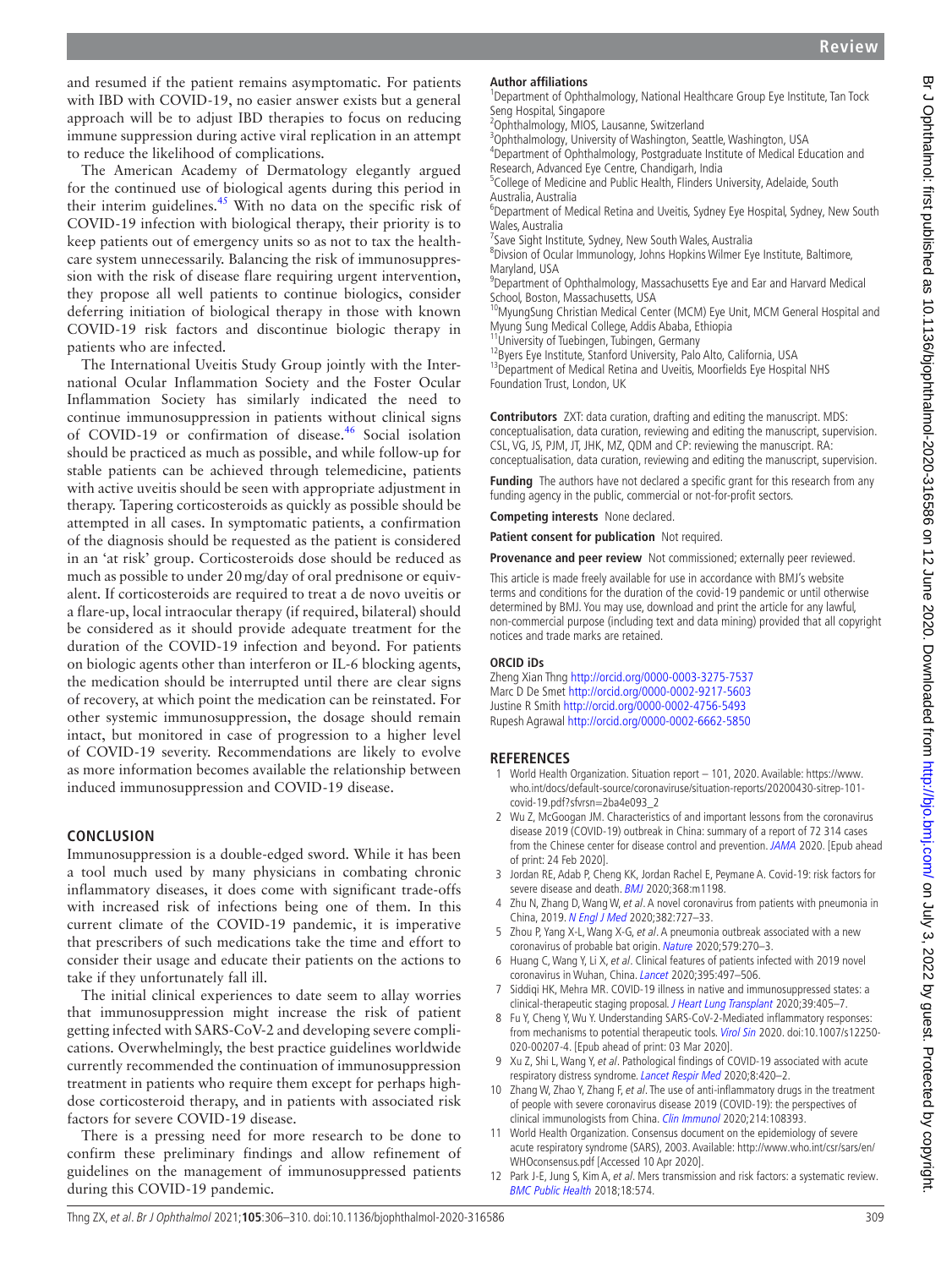and resumed if the patient remains asymptomatic. For patients with IBD with COVID-19, no easier answer exists but a general approach will be to adjust IBD therapies to focus on reducing immune suppression during active viral replication in an attempt to reduce the likelihood of complications.

The American Academy of Dermatology elegantly argued for the continued use of biological agents during this period in their interim guidelines.[45] With no data on the specific risk of COVID-19 infection with biological therapy, their priority is to keep patients out of emergency units so as not to tax the healthcare system unnecessarily. Balancing the risk of immunosuppression with the risk of disease flare requiring urgent intervention, they propose all well patients to continue biologics, consider deferring initiation of biological therapy in those with known COVID-19 risk factors and discontinue biologic therapy in patients who are infected.

The International Uveitis Study Group jointly with the International Ocular Inflammation Society and the Foster Ocular Inflammation Society has similarly indicated the need to continue immunosuppression in patients without clinical signs of COVID-19 or confirmation of disease.[46] Social isolation should be practiced as much as possible, and while follow-up for stable patients can be achieved through telemedicine, patients with active uveitis should be seen with appropriate adjustment in therapy. Tapering corticosteroids as quickly as possible should be attempted in all cases. In symptomatic patients, a confirmation of the diagnosis should be requested as the patient is considered in an 'at risk' group. Corticosteroids dose should be reduced as much as possible to under 20 mg/day of oral prednisone or equivalent. If corticosteroids are required to treat a de novo uveitis or a flare-up, local intraocular therapy (if required, bilateral) should be considered as it should provide adequate treatment for the duration of the COVID-19 infection and beyond. For patients on biologic agents other than interferon or IL-6 blocking agents, the medication should be interrupted until there are clear signs of recovery, at which point the medication can be reinstated. For other systemic immunosuppression, the dosage should remain intact, but monitored in case of progression to a higher level of COVID-19 severity. Recommendations are likely to evolve as more information becomes available the relationship between induced immunosuppression and COVID-19 disease.

## CONCLUSION

Immunosuppression is a double-edged sword. While it has been a tool much used by many physicians in combating chronic inflammatory diseases, it does come with significant trade-offs with increased risk of infections being one of them. In this current climate of the COVID-19 pandemic, it is imperative that prescribers of such medications take the time and effort to consider their usage and educate their patients on the actions to take if they unfortunately fall ill.

The initial clinical experiences to date seem to allay worries that immunosuppression might increase the risk of patient getting infected with SARS-CoV-2 and developing severe complications. Overwhelmingly, the best practice guidelines worldwide currently recommended the continuation of immunosuppression treatment in patients who require them except for perhaps high-dose corticosteroid therapy, and in patients with associated risk factors for severe COVID-19 disease.

There is a pressing need for more research to be done to confirm these preliminary findings and allow refinement of guidelines on the management of immunosuppressed patients during this COVID-19 pandemic.

**Author affiliations**
[1]Department of Ophthalmology, National Healthcare Group Eye Institute, Tan Tock Seng Hospital, Singapore
[2]Ophthalmology, MIOS, Lausanne, Switzerland
[3]Ophthalmology, University of Washington, Seattle, Washington, USA
[4]Department of Ophthalmology, Postgraduate Institute of Medical Education and Research, Advanced Eye Centre, Chandigarh, India
[5]College of Medicine and Public Health, Flinders University, Adelaide, South Australia, Australia
[6]Department of Medical Retina and Uveitis, Sydney Eye Hospital, Sydney, New South Wales, Australia
[7]Save Sight Institute, Sydney, New South Wales, Australia
[8]Division of Ocular Immunology, Johns Hopkins Wilmer Eye Institute, Baltimore, Maryland, USA
[9]Department of Ophthalmology, Massachusetts Eye and Ear and Harvard Medical School, Boston, Massachusetts, USA
[10]MyungSung Christian Medical Center (MCM) Eye Unit, MCM General Hospital and Myung Sung Medical College, Addis Ababa, Ethiopia
[11]University of Tuebingen, Tubingen, Germany
[12]Byers Eye Institute, Stanford University, Palo Alto, California, USA
[13]Department of Medical Retina and Uveitis, Moorfields Eye Hospital NHS Foundation Trust, London, UK

**Contributors** ZXT: data curation, drafting and editing the manuscript. MDS: conceptualisation, data curation, reviewing and editing the manuscript, supervision. CSL, VG, JS, PJM, JT, JHK, MZ, QDM and CP: reviewing the manuscript. RA: conceptualisation, data curation, reviewing and editing the manuscript, supervision.

**Funding** The authors have not declared a specific grant for this research from any funding agency in the public, commercial or not-for-profit sectors.

**Competing interests** None declared.

**Patient consent for publication** Not required.

**Provenance and peer review** Not commissioned; externally peer reviewed.

This article is made freely available for use in accordance with BMJ's website terms and conditions for the duration of the covid-19 pandemic or until otherwise determined by BMJ. You may use, download and print the article for any lawful, non-commercial purpose (including text and data mining) provided that all copyright notices and trade marks are retained.

**ORCID iDs**
Zheng Xian Thng http://orcid.org/0000-0003-3275-7537
Marc D De Smet http://orcid.org/0000-0002-9217-5603
Justine R Smith http://orcid.org/0000-0002-4756-5493
Rupesh Agrawal http://orcid.org/0000-0002-6662-5850

## REFERENCES

1. World Health Organization. Situation report – 101, 2020. Available: https://www.who.int/docs/default-source/coronaviruse/situation-reports/20200430-sitrep-101-covid-19.pdf?sfvrsn=2ba4e093_2
2. Wu Z, McGoogan JM. Characteristics of and important lessons from the coronavirus disease 2019 (COVID-19) outbreak in China: summary of a report of 72 314 cases from the Chinese center for disease control and prevention. *JAMA* 2020. [Epub ahead of print: 24 Feb 2020].
3. Jordan RE, Adab P, Cheng KK, Jordan Rachel E, Peymane A. Covid-19: risk factors for severe disease and death. *BMJ* 2020;368:m1198.
4. Zhu N, Zhang D, Wang W, *et al*. A novel coronavirus from patients with pneumonia in China, 2019. *N Engl J Med* 2020;382:727–33.
5. Zhou P, Yang X-L, Wang X-G, *et al*. A pneumonia outbreak associated with a new coronavirus of probable bat origin. *Nature* 2020;579:270–3.
6. Huang C, Wang Y, Li X, *et al*. Clinical features of patients infected with 2019 novel coronavirus in Wuhan, China. *Lancet* 2020;395:497–506.
7. Siddiqi HK, Mehra MR. COVID-19 illness in native and immunosuppressed states: a clinical-therapeutic staging proposal. *J Heart Lung Transplant* 2020;39:405–7.
8. Fu Y, Cheng Y, Wu Y. Understanding SARS-CoV-2-Mediated inflammatory responses: from mechanisms to potential therapeutic tools. *Virol Sin* 2020. doi:10.1007/s12250-020-00207-4. [Epub ahead of print: 03 Mar 2020].
9. Xu Z, Shi L, Wang Y, *et al*. Pathological findings of COVID-19 associated with acute respiratory distress syndrome. *Lancet Respir Med* 2020;8:420–2.
10. Zhang W, Zhao Y, Zhang F, *et al*. The use of anti-inflammatory drugs in the treatment of people with severe coronavirus disease 2019 (COVID-19): the perspectives of clinical immunologists from China. *Clin Immunol* 2020;214:108393.
11. World Health Organization. Consensus document on the epidemiology of severe acute respiratory syndrome (SARS), 2003. Available: http://www.who.int/csr/sars/en/WHOconsensus.pdf [Accessed 10 Apr 2020].
12. Park J-E, Jung S, Kim A, *et al*. Mers transmission and risk factors: a systematic review. *BMC Public Health* 2018;18:574.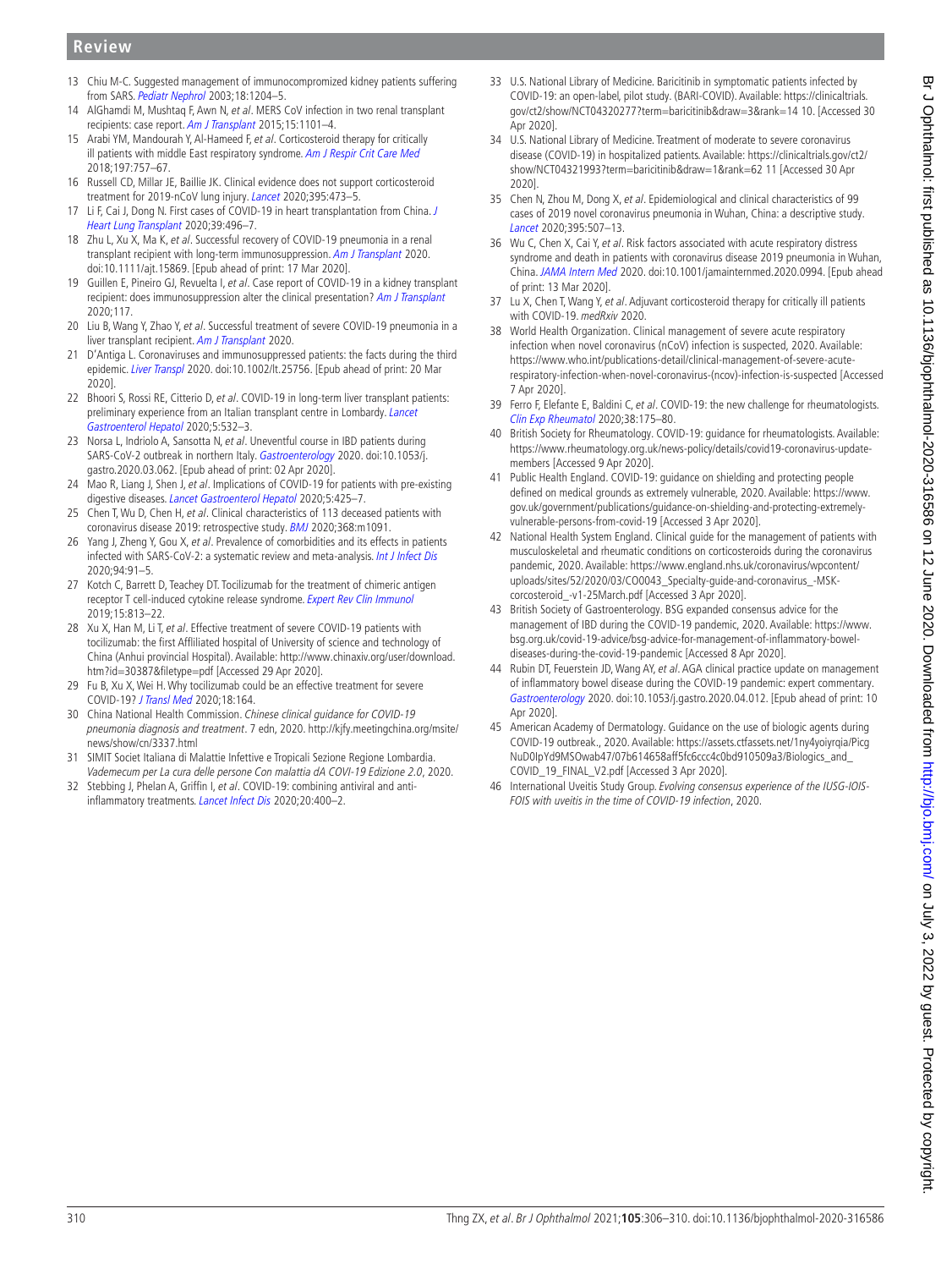13 Chiu M-C. Suggested management of immunocompromized kidney patients suffering from SARS. *Pediatr Nephrol* 2003;18:1204–5.
14 AlGhamdi M, Mushtaq F, Awn N, *et al*. MERS CoV infection in two renal transplant recipients: case report. *Am J Transplant* 2015;15:1101–4.
15 Arabi YM, Mandourah Y, Al-Hameed F, *et al*. Corticosteroid therapy for critically ill patients with middle East respiratory syndrome. *Am J Respir Crit Care Med* 2018;197:757–67.
16 Russell CD, Millar JE, Baillie JK. Clinical evidence does not support corticosteroid treatment for 2019-nCoV lung injury. *Lancet* 2020;395:473–5.
17 Li F, Cai J, Dong N. First cases of COVID-19 in heart transplantation from China. *J Heart Lung Transplant* 2020;39:496–7.
18 Zhu L, Xu X, Ma K, *et al*. Successful recovery of COVID-19 pneumonia in a renal transplant recipient with long-term immunosuppression. *Am J Transplant* 2020. doi:10.1111/ajt.15869. [Epub ahead of print: 17 Mar 2020].
19 Guillen E, Pineiro GJ, Revuelta I, *et al*. Case report of COVID-19 in a kidney transplant recipient: does immunosuppression alter the clinical presentation? *Am J Transplant* 2020;117.
20 Liu B, Wang Y, Zhao Y, *et al*. Successful treatment of severe COVID-19 pneumonia in a liver transplant recipient. *Am J Transplant* 2020.
21 D'Antiga L. Coronaviruses and immunosuppressed patients: the facts during the third epidemic. *Liver Transpl* 2020. doi:10.1002/lt.25756. [Epub ahead of print: 20 Mar 2020].
22 Bhoori S, Rossi RE, Citterio D, *et al*. COVID-19 in long-term liver transplant patients: preliminary experience from an Italian transplant centre in Lombardy. *Lancet Gastroenterol Hepatol* 2020;5:532–3.
23 Norsa L, Indriolo A, Sansotta N, *et al*. Uneventful course in IBD patients during SARS-CoV-2 outbreak in northern Italy. *Gastroenterology* 2020. doi:10.1053/j.gastro.2020.03.062. [Epub ahead of print: 02 Apr 2020].
24 Mao R, Liang J, Shen J, *et al*. Implications of COVID-19 for patients with pre-existing digestive diseases. *Lancet Gastroenterol Hepatol* 2020;5:425–7.
25 Chen T, Wu D, Chen H, *et al*. Clinical characteristics of 113 deceased patients with coronavirus disease 2019: retrospective study. *BMJ* 2020;368:m1091.
26 Yang J, Zheng Y, Gou X, *et al*. Prevalence of comorbidities and its effects in patients infected with SARS-CoV-2: a systematic review and meta-analysis. *Int J Infect Dis* 2020;94:91–5.
27 Kotch C, Barrett D, Teachey DT. Tocilizumab for the treatment of chimeric antigen receptor T cell-induced cytokine release syndrome. *Expert Rev Clin Immunol* 2019;15:813–22.
28 Xu X, Han M, Li T, *et al*. Effective treatment of severe COVID-19 patients with tocilizumab: the first Affiliated hospital of University of science and technology of China (Anhui provincial Hospital). Available: http://www.chinaxiv.org/user/download.htm?id=30387&filetype=pdf [Accessed 29 Apr 2020].
29 Fu B, Xu X, Wei H. Why tocilizumab could be an effective treatment for severe COVID-19? *J Transl Med* 2020;18:164.
30 China National Health Commission. *Chinese clinical guidance for COVID-19 pneumonia diagnosis and treatment*. 7 edn, 2020. http://kjfy.meetingchina.org/msite/news/show/cn/3337.html
31 SIMIT Societ Italiana di Malattie Infettive e Tropicali Sezione Regione Lombardia. *Vademecum per La cura delle persone Con malattia dA COVI-19 Edizione 2.0*, 2020.
32 Stebbing J, Phelan A, Griffin I, *et al*. COVID-19: combining antiviral and anti-inflammatory treatments. *Lancet Infect Dis* 2020;20:400–2.
33 U.S. National Library of Medicine. Baricitinib in symptomatic patients infected by COVID-19: an open-label, pilot study. (BARI-COVID). Available: https://clinicaltrials.gov/ct2/show/NCT04320277?term=baricitinib&draw=3&rank=14 10. [Accessed 30 Apr 2020].
34 U.S. National Library of Medicine. Treatment of moderate to severe coronavirus disease (COVID-19) in hospitalized patients. Available: https://clinicaltrials.gov/ct2/show/NCT04321993?term=baricitinib&draw=1&rank=62 11 [Accessed 30 Apr 2020].
35 Chen N, Zhou M, Dong X, *et al*. Epidemiological and clinical characteristics of 99 cases of 2019 novel coronavirus pneumonia in Wuhan, China: a descriptive study. *Lancet* 2020;395:507–13.
36 Wu C, Chen X, Cai Y, *et al*. Risk factors associated with acute respiratory distress syndrome and death in patients with coronavirus disease 2019 pneumonia in Wuhan, China. *JAMA Intern Med* 2020. doi:10.1001/jamainternmed.2020.0994. [Epub ahead of print: 13 Mar 2020].
37 Lu X, Chen T, Wang Y, *et al*. Adjuvant corticosteroid therapy for critically ill patients with COVID-19. *medRxiv* 2020.
38 World Health Organization. Clinical management of severe acute respiratory infection when novel coronavirus (nCoV) infection is suspected, 2020. Available: https://www.who.int/publications-detail/clinical-management-of-severe-acute-respiratory-infection-when-novel-coronavirus-(ncov)-infection-is-suspected [Accessed 7 Apr 2020].
39 Ferro F, Elefante E, Baldini C, *et al*. COVID-19: the new challenge for rheumatologists. *Clin Exp Rheumatol* 2020;38:175–80.
40 British Society for Rheumatology. COVID-19: guidance for rheumatologists. Available: https://www.rheumatology.org.uk/news-policy/details/covid19-coronavirus-update-members [Accessed 9 Apr 2020].
41 Public Health England. COVID-19: guidance on shielding and protecting people defined on medical grounds as extremely vulnerable, 2020. Available: https://www.gov.uk/government/publications/guidance-on-shielding-and-protecting-extremely-vulnerable-persons-from-covid-19 [Accessed 3 Apr 2020].
42 National Health System England. Clinical guide for the management of patients with musculoskeletal and rheumatic conditions on corticosteroids during the coronavirus pandemic, 2020. Available: https://www.england.nhs.uk/coronavirus/wpcontent/uploads/sites/52/2020/03/CO0043_Specialty-guide-and-coronavirus_-MSK-corcosteroid_-v1-25March.pdf [Accessed 3 Apr 2020].
43 British Society of Gastroenterology. BSG expanded consensus advice for the management of IBD during the COVID-19 pandemic, 2020. Available: https://www.bsg.org.uk/covid-19-advice/bsg-advice-for-management-of-inflammatory-bowel-diseases-during-the-covid-19-pandemic [Accessed 8 Apr 2020].
44 Rubin DT, Feuerstein JD, Wang AY, *et al*. AGA clinical practice update on management of inflammatory bowel disease during the COVID-19 pandemic: expert commentary. *Gastroenterology* 2020. doi:10.1053/j.gastro.2020.04.012. [Epub ahead of print: 10 Apr 2020].
45 American Academy of Dermatology. Guidance on the use of biologic agents during COVID-19 outbreak., 2020. Available: https://assets.ctfassets.net/1ny4yoiyrqia/PicgNuD0IpYd9MSOwab47/07b614658aff5fc6ccc4c0bd910509a3/Biologics_and_COVID_19_FINAL_V2.pdf [Accessed 3 Apr 2020].
46 International Uveitis Study Group. *Evolving consensus experience of the IUSG-IOIS-FOIS with uveitis in the time of COVID-19 infection*, 2020.